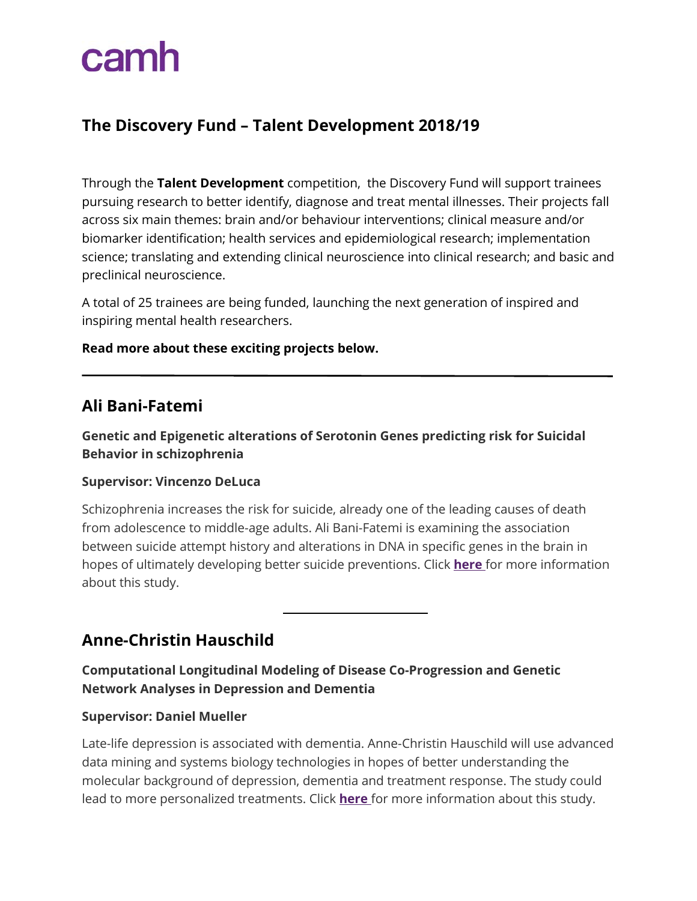camh

# The Discovery Fund – Talent Development 2018/19

Through the **Talent Development** competition, the Discovery Fund will support trainees pursuing research to better identify, diagnose and treat mental illnesses. Their projects fall across six main themes: brain and/or behaviour interventions; clinical measure and/or biomarker identification; health services and epidemiological research; implementation science; translating and extending clinical neuroscience into clinical research; and basic and preclinical neuroscience.

A total of 25 trainees are being funded, launching the next generation of inspired and inspiring mental health researchers.

**Read more about these exciting projects below.**

---

## Ali Bani-Fatemi

**Genetic and Epigenetic alterations of Serotonin Genes predicting risk for Suicidal Behavior in schizophrenia**

**Supervisor: Vincenzo DeLuca**

Schizophrenia increases the risk for suicide, already one of the leading causes of death from adolescence to middle-age adults. Ali Bani-Fatemi is examining the association between suicide attempt history and alterations in DNA in specific genes in the brain in hopes of ultimately developing better suicide preventions. Click **here** for more information about this study.

---

## Anne-Christin Hauschild

**Computational Longitudinal Modeling of Disease Co-Progression and Genetic Network Analyses in Depression and Dementia**

**Supervisor: Daniel Mueller**

Late-life depression is associated with dementia. Anne-Christin Hauschild will use advanced data mining and systems biology technologies in hopes of better understanding the molecular background of depression, dementia and treatment response. The study could lead to more personalized treatments. Click **here** for more information about this study.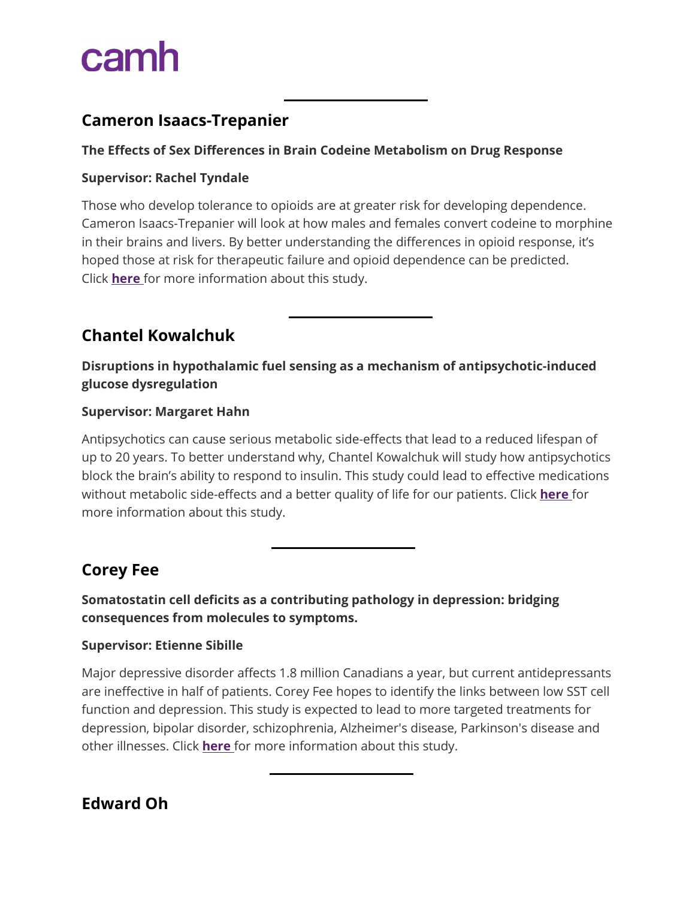camh

---

## Cameron Isaacs-Trepanier

**The Effects of Sex Differences in Brain Codeine Metabolism on Drug Response**

**Supervisor: Rachel Tyndale**

Those who develop tolerance to opioids are at greater risk for developing dependence. Cameron Isaacs-Trepanier will look at how males and females convert codeine to morphine in their brains and livers. By better understanding the differences in opioid response, it's hoped those at risk for therapeutic failure and opioid dependence can be predicted. Click **here** for more information about this study.

---

## Chantel Kowalchuk

**Disruptions in hypothalamic fuel sensing as a mechanism of antipsychotic-induced glucose dysregulation**

**Supervisor: Margaret Hahn**

Antipsychotics can cause serious metabolic side-effects that lead to a reduced lifespan of up to 20 years. To better understand why, Chantel Kowalchuk will study how antipsychotics block the brain's ability to respond to insulin. This study could lead to effective medications without metabolic side-effects and a better quality of life for our patients. Click **here** for more information about this study.

---

## Corey Fee

**Somatostatin cell deficits as a contributing pathology in depression: bridging consequences from molecules to symptoms.**

**Supervisor: Etienne Sibille**

Major depressive disorder affects 1.8 million Canadians a year, but current antidepressants are ineffective in half of patients. Corey Fee hopes to identify the links between low SST cell function and depression. This study is expected to lead to more targeted treatments for depression, bipolar disorder, schizophrenia, Alzheimer's disease, Parkinson's disease and other illnesses. Click **here** for more information about this study.

---

## Edward Oh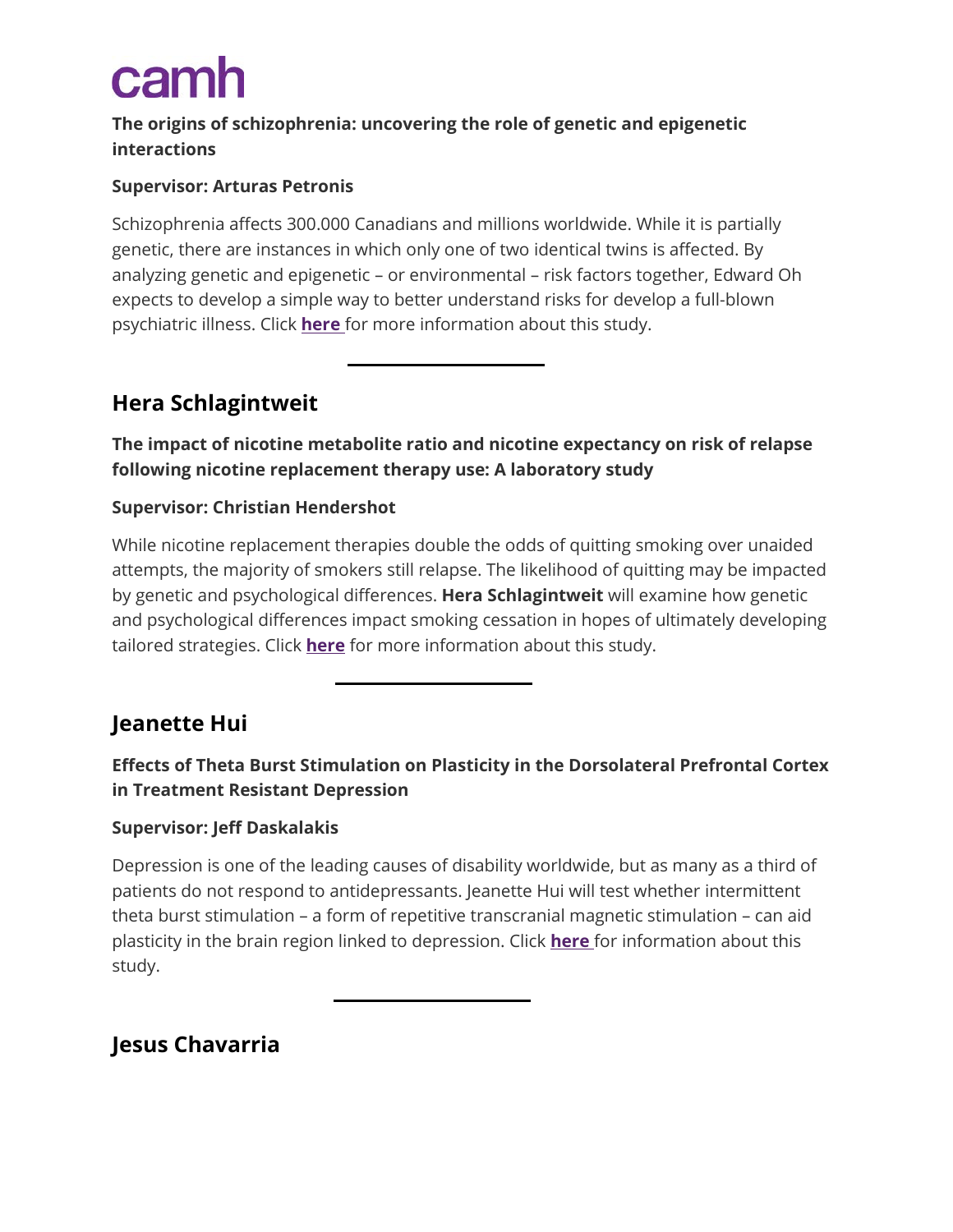**The origins of schizophrenia: uncovering the role of genetic and epigenetic interactions**

**Supervisor: Arturas Petronis**

Schizophrenia affects 300.000 Canadians and millions worldwide. While it is partially genetic, there are instances in which only one of two identical twins is affected. By analyzing genetic and epigenetic – or environmental – risk factors together, Edward Oh expects to develop a simple way to better understand risks for develop a full-blown psychiatric illness. Click **here** for more information about this study.

---

## Hera Schlagintweit

**The impact of nicotine metabolite ratio and nicotine expectancy on risk of relapse following nicotine replacement therapy use: A laboratory study**

**Supervisor: Christian Hendershot**

While nicotine replacement therapies double the odds of quitting smoking over unaided attempts, the majority of smokers still relapse. The likelihood of quitting may be impacted by genetic and psychological differences. **Hera Schlagintweit** will examine how genetic and psychological differences impact smoking cessation in hopes of ultimately developing tailored strategies. Click **here** for more information about this study.

---

## Jeanette Hui

**Effects of Theta Burst Stimulation on Plasticity in the Dorsolateral Prefrontal Cortex in Treatment Resistant Depression**

**Supervisor: Jeff Daskalakis**

Depression is one of the leading causes of disability worldwide, but as many as a third of patients do not respond to antidepressants. Jeanette Hui will test whether intermittent theta burst stimulation – a form of repetitive transcranial magnetic stimulation – can aid plasticity in the brain region linked to depression. Click **here** for information about this study.

---

## Jesus Chavarria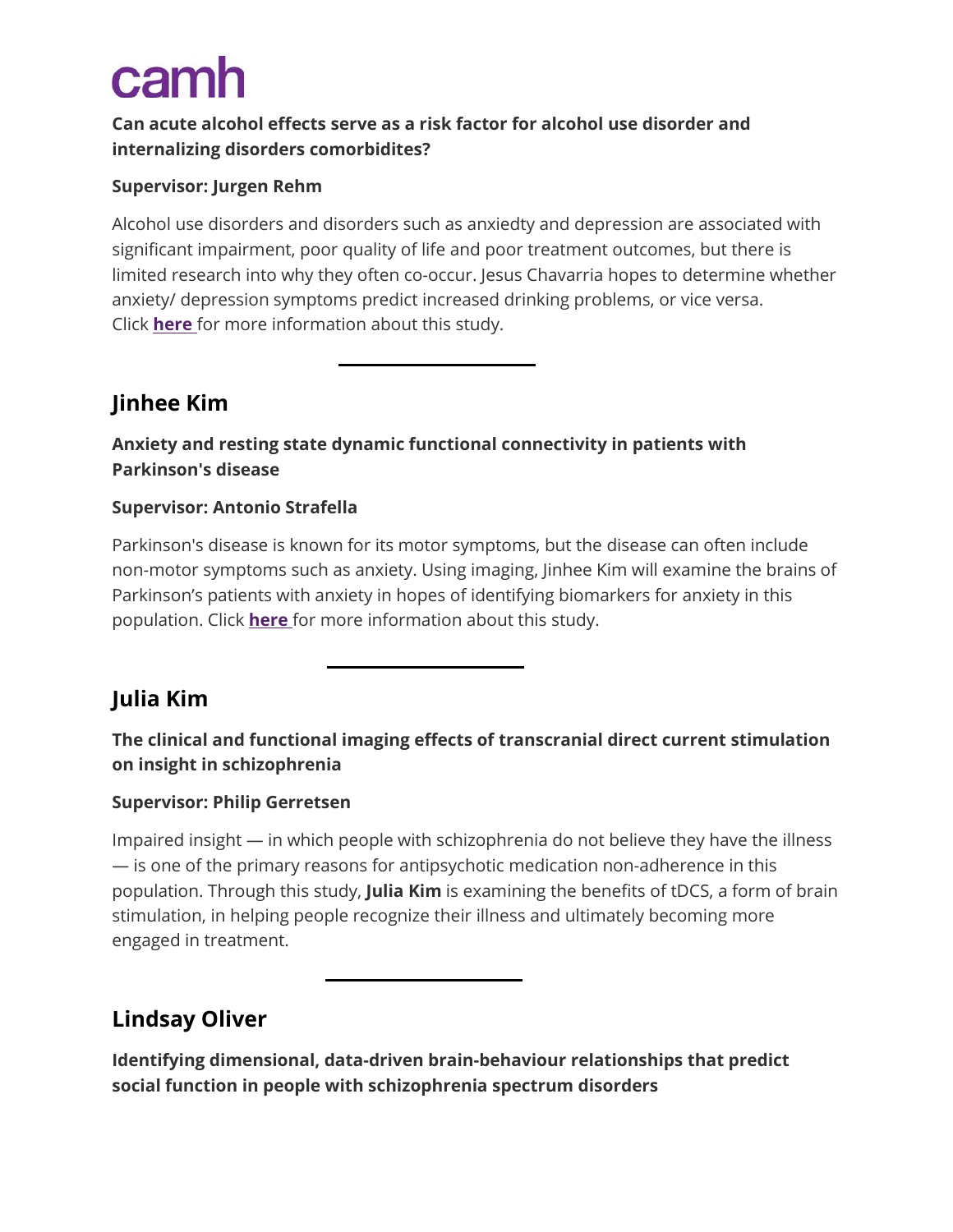**Can acute alcohol effects serve as a risk factor for alcohol use disorder and internalizing disorders comorbidites?**

**Supervisor: Jurgen Rehm**

Alcohol use disorders and disorders such as anxiedty and depression are associated with significant impairment, poor quality of life and poor treatment outcomes, but there is limited research into why they often co-occur. Jesus Chavarria hopes to determine whether anxiety/ depression symptoms predict increased drinking problems, or vice versa. Click **here** for more information about this study.

---

## Jinhee Kim

**Anxiety and resting state dynamic functional connectivity in patients with Parkinson's disease**

**Supervisor: Antonio Strafella**

Parkinson's disease is known for its motor symptoms, but the disease can often include non-motor symptoms such as anxiety. Using imaging, Jinhee Kim will examine the brains of Parkinson's patients with anxiety in hopes of identifying biomarkers for anxiety in this population. Click **here** for more information about this study.

---

## Julia Kim

**The clinical and functional imaging effects of transcranial direct current stimulation on insight in schizophrenia**

**Supervisor: Philip Gerretsen**

Impaired insight — in which people with schizophrenia do not believe they have the illness — is one of the primary reasons for antipsychotic medication non-adherence in this population. Through this study, **Julia Kim** is examining the benefits of tDCS, a form of brain stimulation, in helping people recognize their illness and ultimately becoming more engaged in treatment.

---

## Lindsay Oliver

**Identifying dimensional, data-driven brain-behaviour relationships that predict social function in people with schizophrenia spectrum disorders**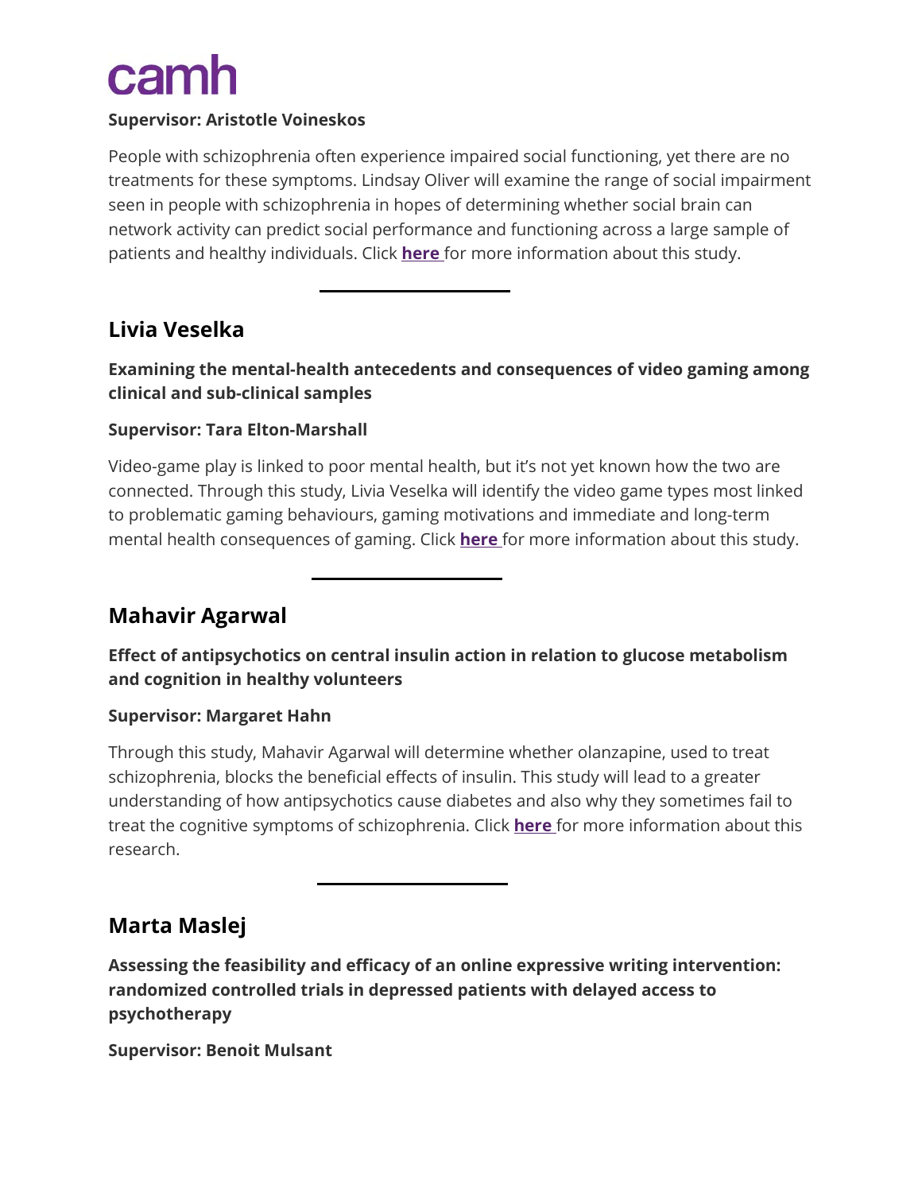**Supervisor: Aristotle Voineskos**

People with schizophrenia often experience impaired social functioning, yet there are no treatments for these symptoms. Lindsay Oliver will examine the range of social impairment seen in people with schizophrenia in hopes of determining whether social brain can network activity can predict social performance and functioning across a large sample of patients and healthy individuals. Click **here** for more information about this study.

---

## Livia Veselka

**Examining the mental-health antecedents and consequences of video gaming among clinical and sub-clinical samples**

**Supervisor: Tara Elton-Marshall**

Video-game play is linked to poor mental health, but it's not yet known how the two are connected. Through this study, Livia Veselka will identify the video game types most linked to problematic gaming behaviours, gaming motivations and immediate and long-term mental health consequences of gaming. Click **here** for more information about this study.

---

## Mahavir Agarwal

**Effect of antipsychotics on central insulin action in relation to glucose metabolism and cognition in healthy volunteers**

**Supervisor: Margaret Hahn**

Through this study, Mahavir Agarwal will determine whether olanzapine, used to treat schizophrenia, blocks the beneficial effects of insulin. This study will lead to a greater understanding of how antipsychotics cause diabetes and also why they sometimes fail to treat the cognitive symptoms of schizophrenia. Click **here** for more information about this research.

---

## Marta Maslej

**Assessing the feasibility and efficacy of an online expressive writing intervention: randomized controlled trials in depressed patients with delayed access to psychotherapy**

**Supervisor: Benoit Mulsant**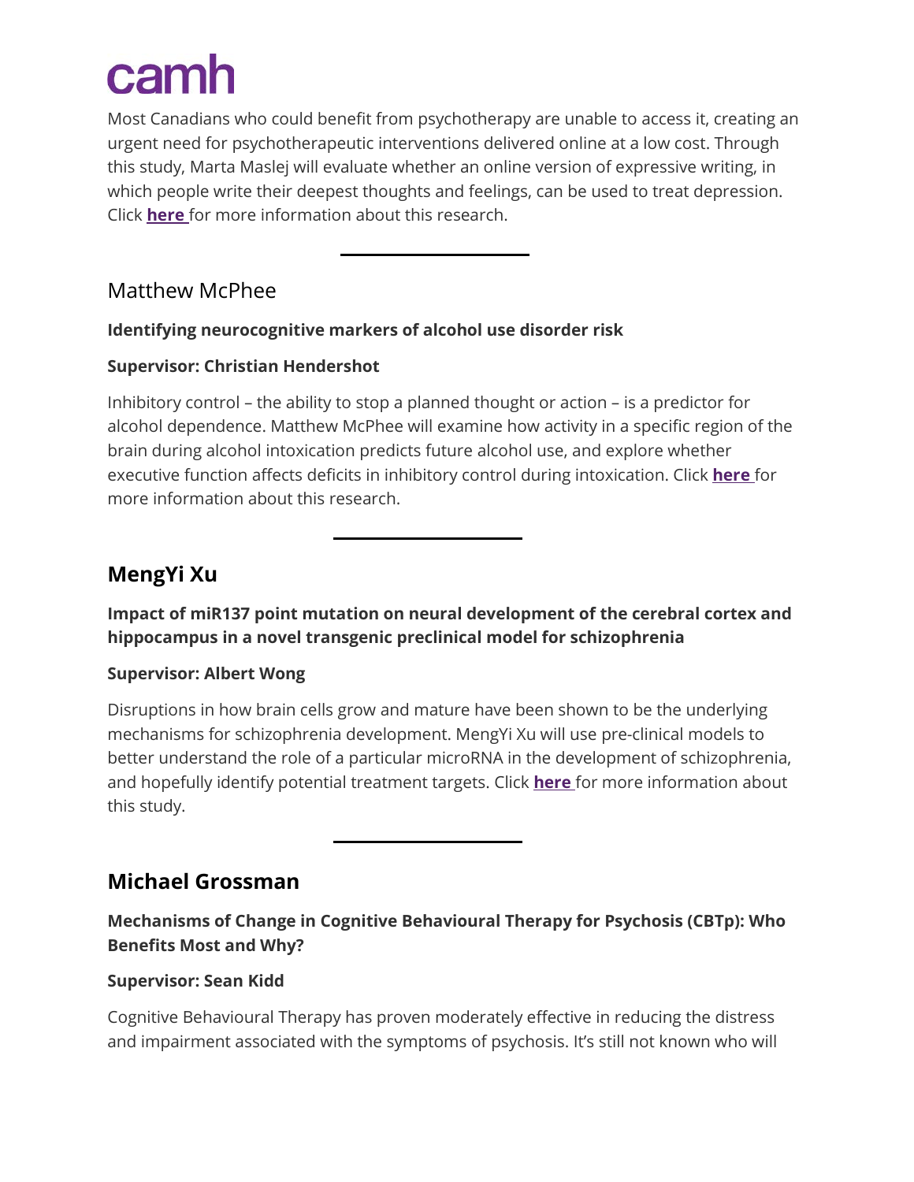Most Canadians who could benefit from psychotherapy are unable to access it, creating an urgent need for psychotherapeutic interventions delivered online at a low cost. Through this study, Marta Maslej will evaluate whether an online version of expressive writing, in which people write their deepest thoughts and feelings, can be used to treat depression. Click **here** for more information about this research.

---

## Matthew McPhee

**Identifying neurocognitive markers of alcohol use disorder risk**

**Supervisor: Christian Hendershot**

Inhibitory control – the ability to stop a planned thought or action – is a predictor for alcohol dependence. Matthew McPhee will examine how activity in a specific region of the brain during alcohol intoxication predicts future alcohol use, and explore whether executive function affects deficits in inhibitory control during intoxication. Click **here** for more information about this research.

---

## MengYi Xu

**Impact of miR137 point mutation on neural development of the cerebral cortex and hippocampus in a novel transgenic preclinical model for schizophrenia**

**Supervisor: Albert Wong**

Disruptions in how brain cells grow and mature have been shown to be the underlying mechanisms for schizophrenia development. MengYi Xu will use pre-clinical models to better understand the role of a particular microRNA in the development of schizophrenia, and hopefully identify potential treatment targets. Click **here** for more information about this study.

---

## Michael Grossman

**Mechanisms of Change in Cognitive Behavioural Therapy for Psychosis (CBTp): Who Benefits Most and Why?**

**Supervisor: Sean Kidd**

Cognitive Behavioural Therapy has proven moderately effective in reducing the distress and impairment associated with the symptoms of psychosis. It's still not known who will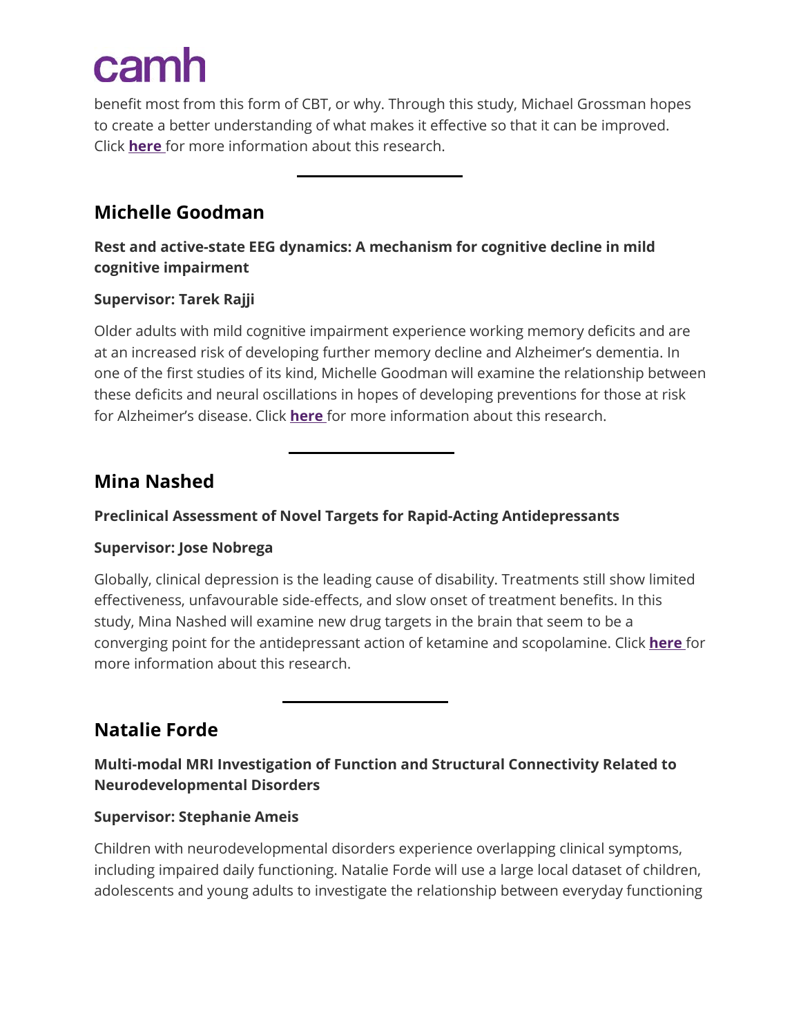benefit most from this form of CBT, or why. Through this study, Michael Grossman hopes to create a better understanding of what makes it effective so that it can be improved. Click **here** for more information about this research.

---

## Michelle Goodman

**Rest and active-state EEG dynamics: A mechanism for cognitive decline in mild cognitive impairment**

**Supervisor: Tarek Rajji**

Older adults with mild cognitive impairment experience working memory deficits and are at an increased risk of developing further memory decline and Alzheimer's dementia. In one of the first studies of its kind, Michelle Goodman will examine the relationship between these deficits and neural oscillations in hopes of developing preventions for those at risk for Alzheimer's disease. Click **here** for more information about this research.

---

## Mina Nashed

**Preclinical Assessment of Novel Targets for Rapid-Acting Antidepressants**

**Supervisor: Jose Nobrega**

Globally, clinical depression is the leading cause of disability. Treatments still show limited effectiveness, unfavourable side-effects, and slow onset of treatment benefits. In this study, Mina Nashed will examine new drug targets in the brain that seem to be a converging point for the antidepressant action of ketamine and scopolamine. Click **here** for more information about this research.

---

## Natalie Forde

**Multi-modal MRI Investigation of Function and Structural Connectivity Related to Neurodevelopmental Disorders**

**Supervisor: Stephanie Ameis**

Children with neurodevelopmental disorders experience overlapping clinical symptoms, including impaired daily functioning. Natalie Forde will use a large local dataset of children, adolescents and young adults to investigate the relationship between everyday functioning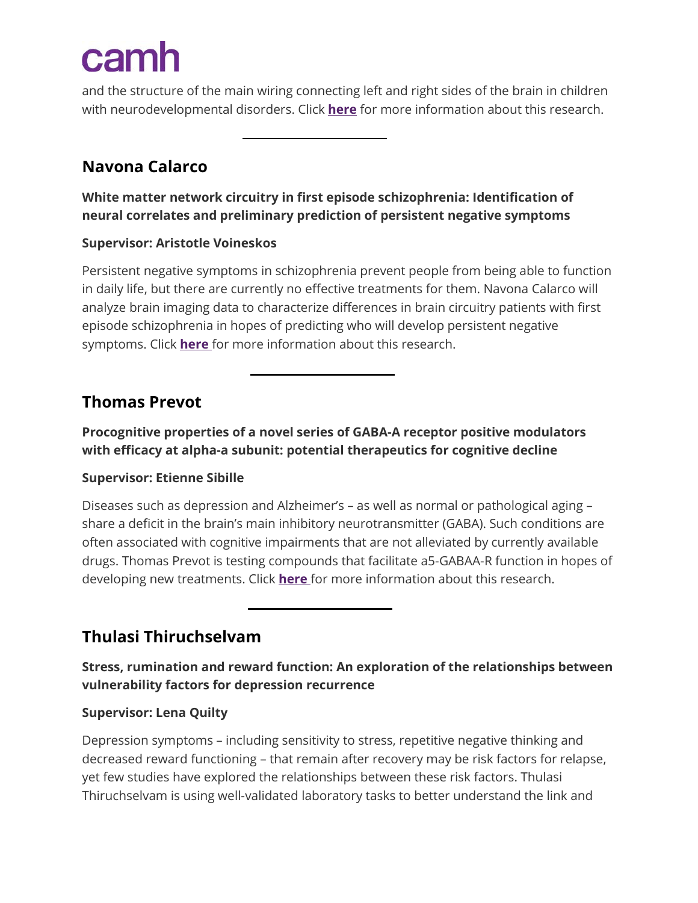and the structure of the main wiring connecting left and right sides of the brain in children with neurodevelopmental disorders. Click **here** for more information about this research.

---

## Navona Calarco

**White matter network circuitry in first episode schizophrenia: Identification of neural correlates and preliminary prediction of persistent negative symptoms**

**Supervisor: Aristotle Voineskos**

Persistent negative symptoms in schizophrenia prevent people from being able to function in daily life, but there are currently no effective treatments for them. Navona Calarco will analyze brain imaging data to characterize differences in brain circuitry patients with first episode schizophrenia in hopes of predicting who will develop persistent negative symptoms. Click **here** for more information about this research.

---

## Thomas Prevot

**Procognitive properties of a novel series of GABA-A receptor positive modulators with efficacy at alpha-a subunit: potential therapeutics for cognitive decline**

**Supervisor: Etienne Sibille**

Diseases such as depression and Alzheimer's – as well as normal or pathological aging – share a deficit in the brain's main inhibitory neurotransmitter (GABA). Such conditions are often associated with cognitive impairments that are not alleviated by currently available drugs. Thomas Prevot is testing compounds that facilitate a5-GABAA-R function in hopes of developing new treatments. Click **here** for more information about this research.

---

## Thulasi Thiruchselvam

**Stress, rumination and reward function: An exploration of the relationships between vulnerability factors for depression recurrence**

**Supervisor: Lena Quilty**

Depression symptoms – including sensitivity to stress, repetitive negative thinking and decreased reward functioning – that remain after recovery may be risk factors for relapse, yet few studies have explored the relationships between these risk factors. Thulasi Thiruchselvam is using well-validated laboratory tasks to better understand the link and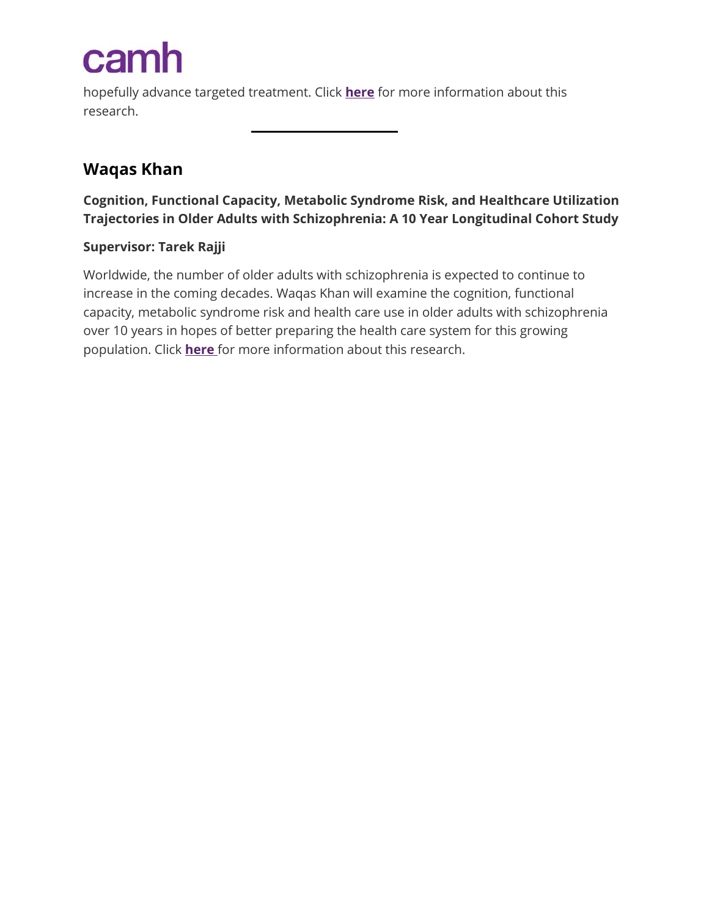hopefully advance targeted treatment. Click **here** for more information about this research.

---

## Waqas Khan

**Cognition, Functional Capacity, Metabolic Syndrome Risk, and Healthcare Utilization Trajectories in Older Adults with Schizophrenia: A 10 Year Longitudinal Cohort Study**

**Supervisor: Tarek Rajji**

Worldwide, the number of older adults with schizophrenia is expected to continue to increase in the coming decades. Waqas Khan will examine the cognition, functional capacity, metabolic syndrome risk and health care use in older adults with schizophrenia over 10 years in hopes of better preparing the health care system for this growing population. Click **here** for more information about this research.